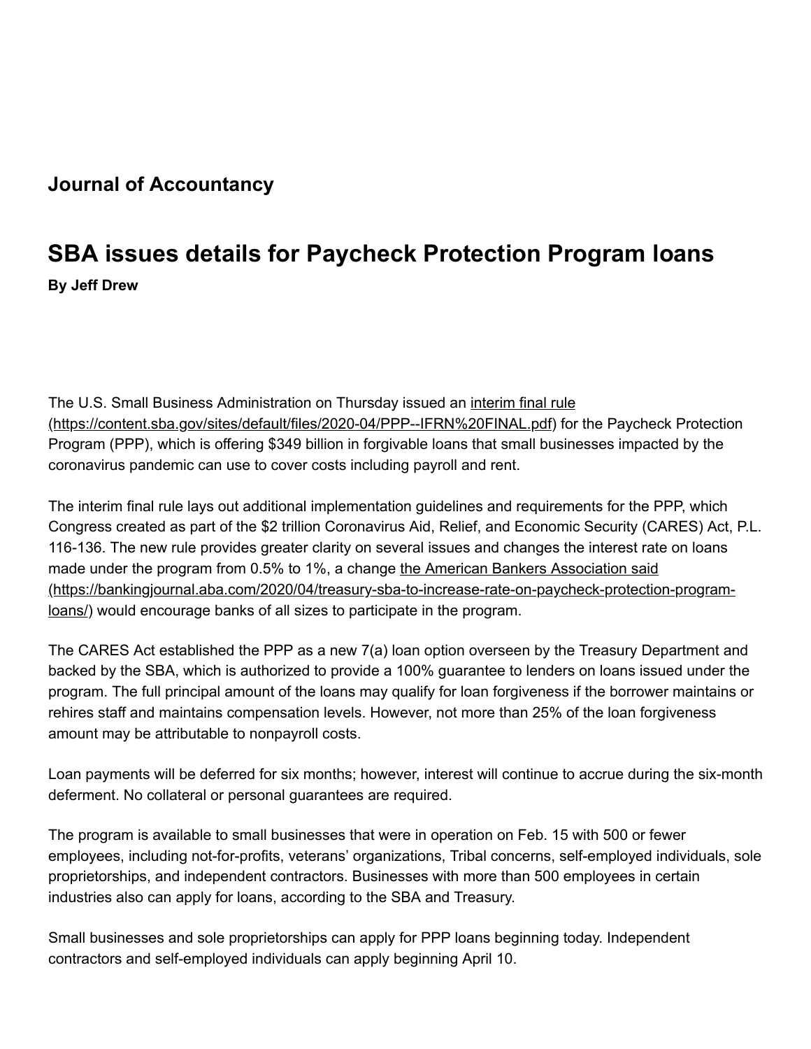**Journal of Accountancy**

# SBA issues details for Paycheck Protection Program loans

**By Jeff Drew**

The U.S. Small Business Administration on Thursday issued an [interim final rule (https://content.sba.gov/sites/default/files/2020-04/PPP--IFRN%20FINAL.pdf)](https://content.sba.gov/sites/default/files/2020-04/PPP--IFRN%20FINAL.pdf) for the Paycheck Protection Program (PPP), which is offering $349 billion in forgivable loans that small businesses impacted by the coronavirus pandemic can use to cover costs including payroll and rent.

The interim final rule lays out additional implementation guidelines and requirements for the PPP, which Congress created as part of the $2 trillion Coronavirus Aid, Relief, and Economic Security (CARES) Act, P.L. 116-136. The new rule provides greater clarity on several issues and changes the interest rate on loans made under the program from 0.5% to 1%, a change [the American Bankers Association said (https://bankingjournal.aba.com/2020/04/treasury-sba-to-increase-rate-on-paycheck-protection-program-loans/)](https://bankingjournal.aba.com/2020/04/treasury-sba-to-increase-rate-on-paycheck-protection-program-loans/) would encourage banks of all sizes to participate in the program.

The CARES Act established the PPP as a new 7(a) loan option overseen by the Treasury Department and backed by the SBA, which is authorized to provide a 100% guarantee to lenders on loans issued under the program. The full principal amount of the loans may qualify for loan forgiveness if the borrower maintains or rehires staff and maintains compensation levels. However, not more than 25% of the loan forgiveness amount may be attributable to nonpayroll costs.

Loan payments will be deferred for six months; however, interest will continue to accrue during the six-month deferment. No collateral or personal guarantees are required.

The program is available to small businesses that were in operation on Feb. 15 with 500 or fewer employees, including not-for-profits, veterans' organizations, Tribal concerns, self-employed individuals, sole proprietorships, and independent contractors. Businesses with more than 500 employees in certain industries also can apply for loans, according to the SBA and Treasury.

Small businesses and sole proprietorships can apply for PPP loans beginning today. Independent contractors and self-employed individuals can apply beginning April 10.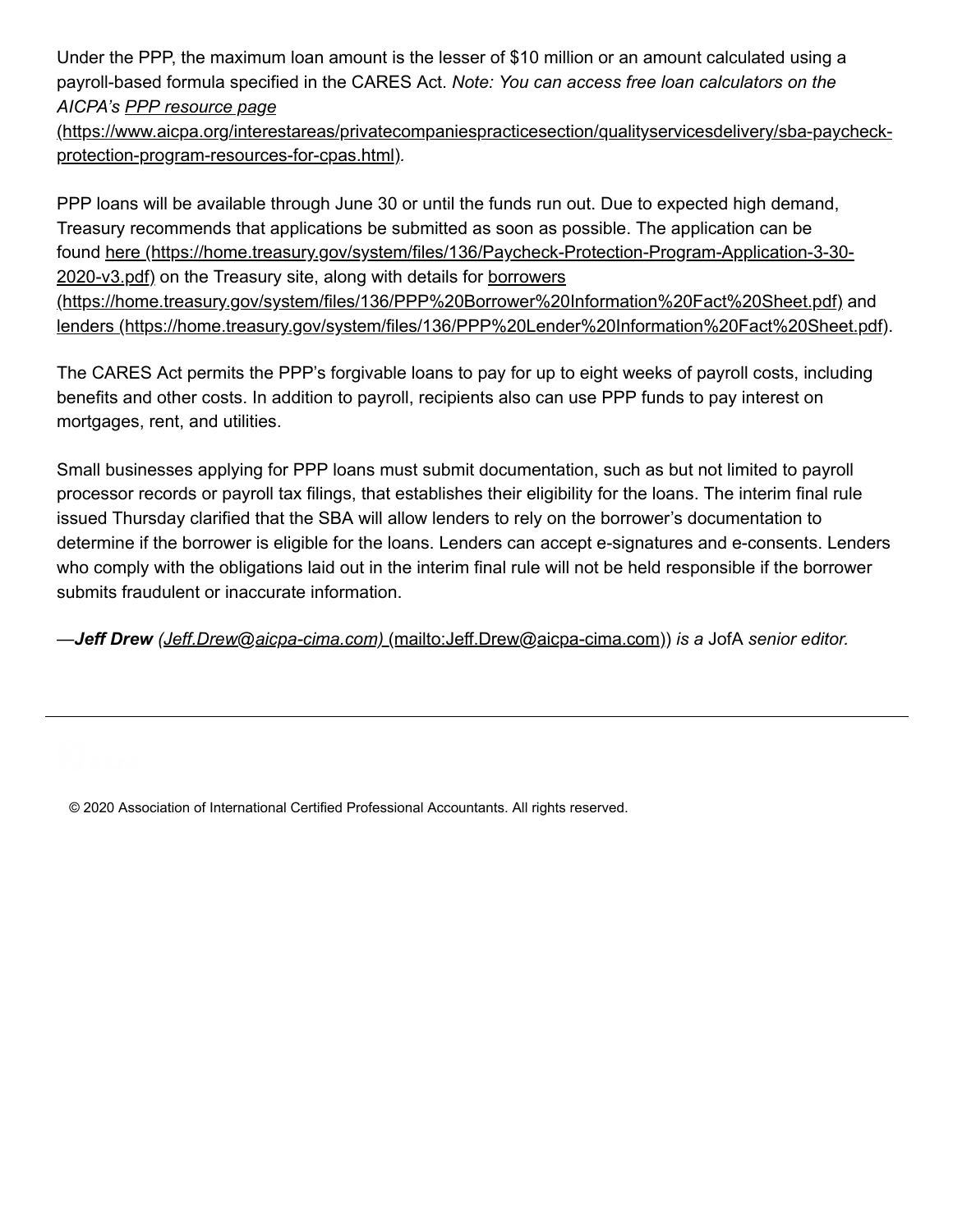Under the PPP, the maximum loan amount is the lesser of $10 million or an amount calculated using a payroll-based formula specified in the CARES Act. *Note: You can access free loan calculators on the AICPA's [PPP resource page](https://www.aicpa.org/interestareas/privatecompaniespracticesection/qualityservicesdelivery/sba-paycheck-protection-program-resources-for-cpas.html) (https://www.aicpa.org/interestareas/privatecompaniespracticesection/qualityservicesdelivery/sba-paycheck-protection-program-resources-for-cpas.html).*

PPP loans will be available through June 30 or until the funds run out. Due to expected high demand, Treasury recommends that applications be submitted as soon as possible. The application can be found [here](https://home.treasury.gov/system/files/136/Paycheck-Protection-Program-Application-3-30-2020-v3.pdf) (https://home.treasury.gov/system/files/136/Paycheck-Protection-Program-Application-3-30-2020-v3.pdf) on the Treasury site, along with details for [borrowers](https://home.treasury.gov/system/files/136/PPP%20Borrower%20Information%20Fact%20Sheet.pdf) (https://home.treasury.gov/system/files/136/PPP%20Borrower%20Information%20Fact%20Sheet.pdf) and [lenders](https://home.treasury.gov/system/files/136/PPP%20Lender%20Information%20Fact%20Sheet.pdf) (https://home.treasury.gov/system/files/136/PPP%20Lender%20Information%20Fact%20Sheet.pdf).

The CARES Act permits the PPP's forgivable loans to pay for up to eight weeks of payroll costs, including benefits and other costs. In addition to payroll, recipients also can use PPP funds to pay interest on mortgages, rent, and utilities.

Small businesses applying for PPP loans must submit documentation, such as but not limited to payroll processor records or payroll tax filings, that establishes their eligibility for the loans. The interim final rule issued Thursday clarified that the SBA will allow lenders to rely on the borrower's documentation to determine if the borrower is eligible for the loans. Lenders can accept e-signatures and e-consents. Lenders who comply with the obligations laid out in the interim final rule will not be held responsible if the borrower submits fraudulent or inaccurate information.

—***Jeff Drew*** *([Jeff.Drew@aicpa-cima.com](mailto:Jeff.Drew@aicpa-cima.com)* (mailto:Jeff.Drew@aicpa-cima.com)) *is a* JofA *senior editor.*

---

© 2020 Association of International Certified Professional Accountants. All rights reserved.